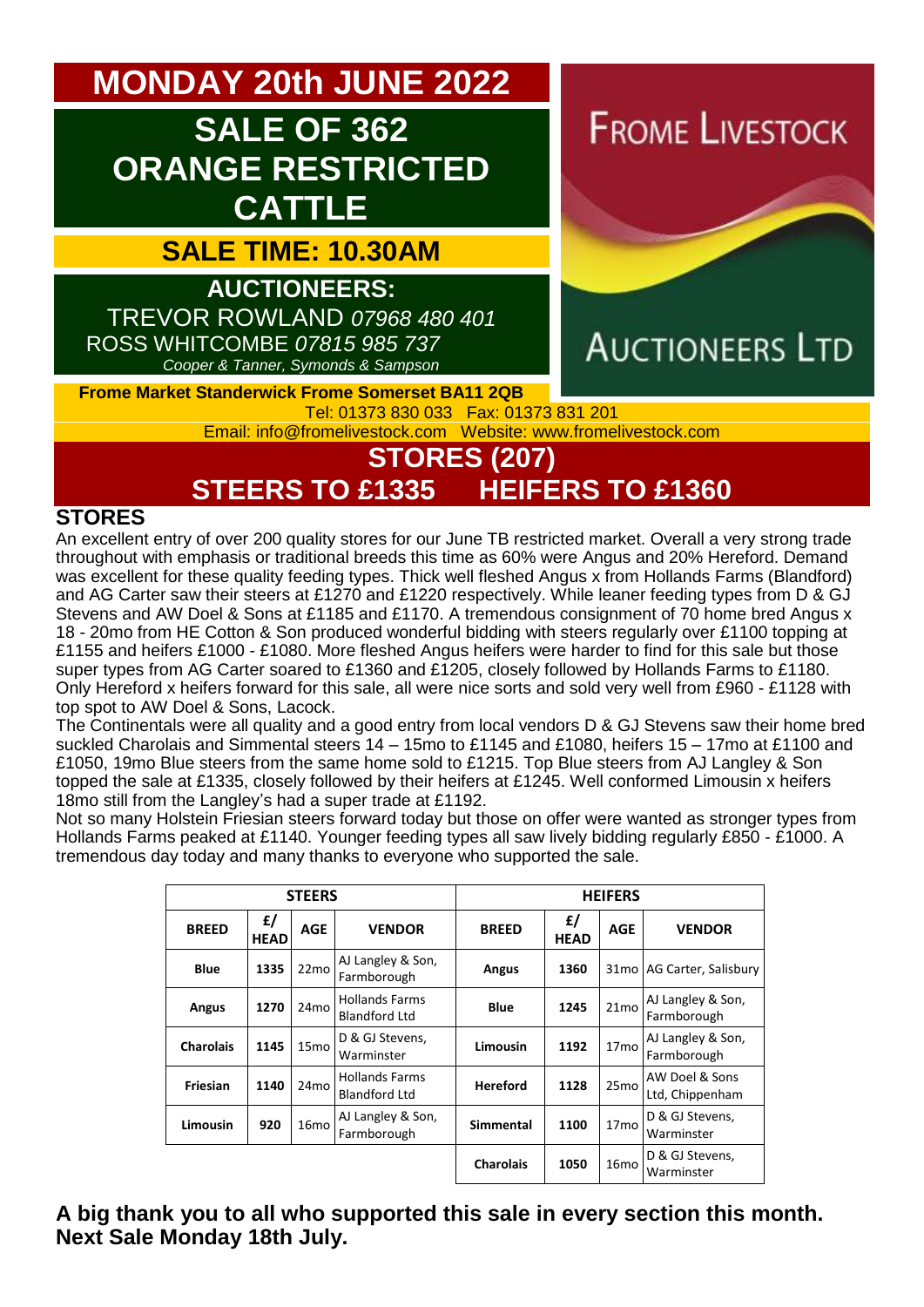# MONDAY 20th JUNE 2022

## SALE OF 362 ORANGE RESTRICTED CATTLE

### SALE TIME: 10.30AM

**AUCTIONEERS:**

TREVOR ROWLAND *07968 480 401*

ROSS WHITCOMBE *07815 985 737*

*Cooper & Tanner, Symonds & Sampson*

FROME LIVESTOCK AUCTIONEERS LTD

**Frome Market Standerwick Frome Somerset BA11 2QB**

Tel: 01373 830 033 Fax: 01373 831 201

Email: info@fromelivestock.com Website: www.fromelivestock.com

## STORES (207)

## STEERS TO £1335 HEIFERS TO £1360

### STORES

An excellent entry of over 200 quality stores for our June TB restricted market. Overall a very strong trade throughout with emphasis or traditional breeds this time as 60% were Angus and 20% Hereford. Demand was excellent for these quality feeding types. Thick well fleshed Angus x from Hollands Farms (Blandford) and AG Carter saw their steers at £1270 and £1220 respectively. While leaner feeding types from D & GJ Stevens and AW Doel & Sons at £1185 and £1170. A tremendous consignment of 70 home bred Angus x 18 - 20mo from HE Cotton & Son produced wonderful bidding with steers regularly over £1100 topping at £1155 and heifers £1000 - £1080. More fleshed Angus heifers were harder to find for this sale but those super types from AG Carter soared to £1360 and £1205, closely followed by Hollands Farms to £1180. Only Hereford x heifers forward for this sale, all were nice sorts and sold very well from £960 - £1128 with top spot to AW Doel & Sons, Lacock.

The Continentals were all quality and a good entry from local vendors D & GJ Stevens saw their home bred suckled Charolais and Simmental steers 14 – 15mo to £1145 and £1080, heifers 15 – 17mo at £1100 and £1050, 19mo Blue steers from the same home sold to £1215. Top Blue steers from AJ Langley & Son topped the sale at £1335, closely followed by their heifers at £1245. Well conformed Limousin x heifers 18mo still from the Langley's had a super trade at £1192.

Not so many Holstein Friesian steers forward today but those on offer were wanted as stronger types from Hollands Farms peaked at £1140. Younger feeding types all saw lively bidding regularly £850 - £1000. A tremendous day today and many thanks to everyone who supported the sale.

| STEERS | | | | HEIFERS | | | |
|---|---|---|---|---|---|---|---|
| BREED | £/ HEAD | AGE | VENDOR | BREED | £/ HEAD | AGE | VENDOR |
| Blue | 1335 | 22mo | AJ Langley & Son, Farmborough | Angus | 1360 | 31mo | AG Carter, Salisbury |
| Angus | 1270 | 24mo | Hollands Farms Blandford Ltd | Blue | 1245 | 21mo | AJ Langley & Son, Farmborough |
| Charolais | 1145 | 15mo | D & GJ Stevens, Warminster | Limousin | 1192 | 17mo | AJ Langley & Son, Farmborough |
| Friesian | 1140 | 24mo | Hollands Farms Blandford Ltd | Hereford | 1128 | 25mo | AW Doel & Sons Ltd, Chippenham |
| Limousin | 920 | 16mo | AJ Langley & Son, Farmborough | Simmental | 1100 | 17mo | D & GJ Stevens, Warminster |
| | | | | Charolais | 1050 | 16mo | D & GJ Stevens, Warminster |

**A big thank you to all who supported this sale in every section this month. Next Sale Monday 18th July.**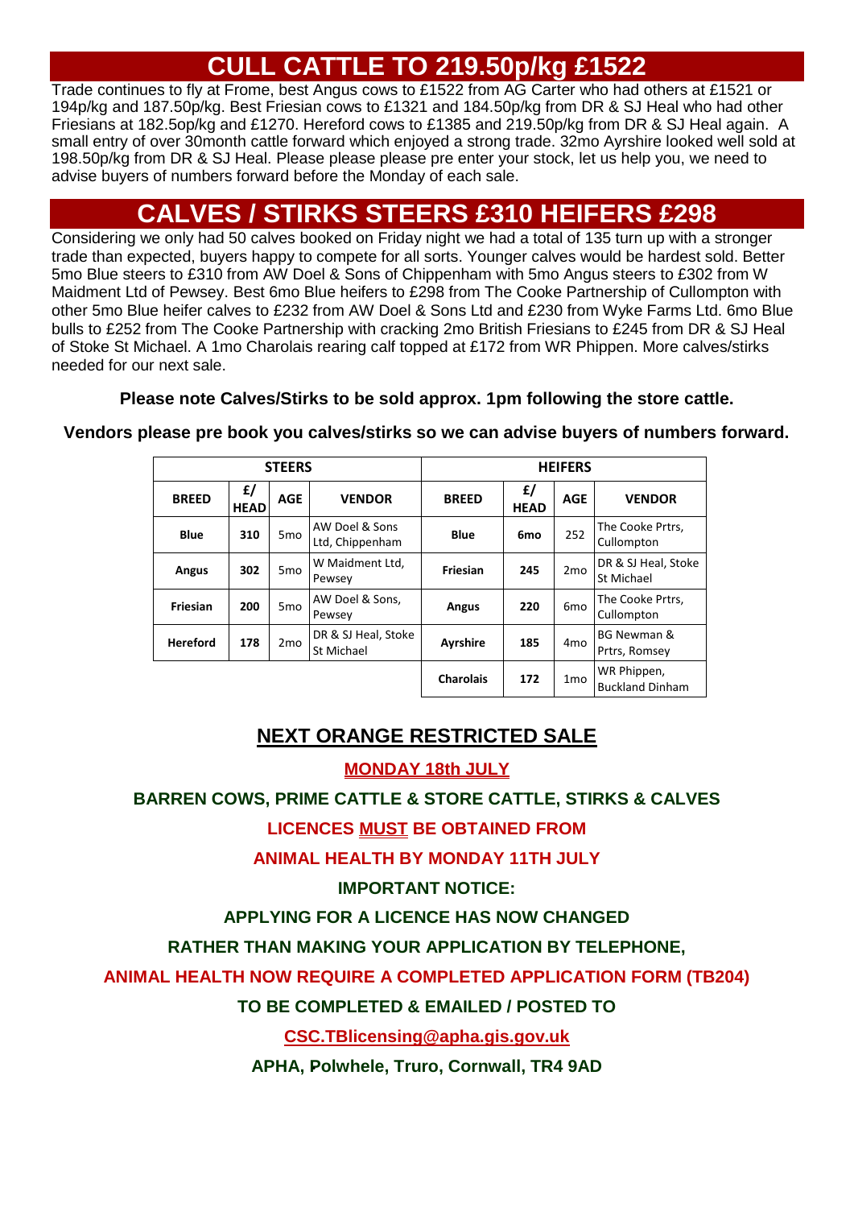# CULL CATTLE TO 219.50p/kg £1522

Trade continues to fly at Frome, best Angus cows to £1522 from AG Carter who had others at £1521 or 194p/kg and 187.50p/kg. Best Friesian cows to £1321 and 184.50p/kg from DR & SJ Heal who had other Friesians at 182.5op/kg and £1270. Hereford cows to £1385 and 219.50p/kg from DR & SJ Heal again. A small entry of over 30month cattle forward which enjoyed a strong trade. 32mo Ayrshire looked well sold at 198.50p/kg from DR & SJ Heal. Please please please pre enter your stock, let us help you, we need to advise buyers of numbers forward before the Monday of each sale.

# CALVES / STIRKS STEERS £310 HEIFERS £298

Considering we only had 50 calves booked on Friday night we had a total of 135 turn up with a stronger trade than expected, buyers happy to compete for all sorts. Younger calves would be hardest sold. Better 5mo Blue steers to £310 from AW Doel & Sons of Chippenham with 5mo Angus steers to £302 from W Maidment Ltd of Pewsey. Best 6mo Blue heifers to £298 from The Cooke Partnership of Cullompton with other 5mo Blue heifer calves to £232 from AW Doel & Sons Ltd and £230 from Wyke Farms Ltd. 6mo Blue bulls to £252 from The Cooke Partnership with cracking 2mo British Friesians to £245 from DR & SJ Heal of Stoke St Michael. A 1mo Charolais rearing calf topped at £172 from WR Phippen. More calves/stirks needed for our next sale.

**Please note Calves/Stirks to be sold approx. 1pm following the store cattle.**

**Vendors please pre book you calves/stirks so we can advise buyers of numbers forward.**

| STEERS | | | | HEIFERS | | | |
|---|---|---|---|---|---|---|---|
| BREED | £/ HEAD | AGE | VENDOR | BREED | £/ HEAD | AGE | VENDOR |
| Blue | 310 | 5mo | AW Doel & Sons Ltd, Chippenham | Blue | 6mo | 252 | The Cooke Prtrs, Cullompton |
| Angus | 302 | 5mo | W Maidment Ltd, Pewsey | Friesian | 245 | 2mo | DR & SJ Heal, Stoke St Michael |
| Friesian | 200 | 5mo | AW Doel & Sons, Pewsey | Angus | 220 | 6mo | The Cooke Prtrs, Cullompton |
| Hereford | 178 | 2mo | DR & SJ Heal, Stoke St Michael | Ayrshire | 185 | 4mo | BG Newman & Prtrs, Romsey |
| | | | | Charolais | 172 | 1mo | WR Phippen, Buckland Dinham |

## NEXT ORANGE RESTRICTED SALE

**MONDAY 18th JULY**

**BARREN COWS, PRIME CATTLE & STORE CATTLE, STIRKS & CALVES**

**LICENCES MUST BE OBTAINED FROM**

**ANIMAL HEALTH BY MONDAY 11TH JULY**

**IMPORTANT NOTICE:**

**APPLYING FOR A LICENCE HAS NOW CHANGED**

**RATHER THAN MAKING YOUR APPLICATION BY TELEPHONE,**

**ANIMAL HEALTH NOW REQUIRE A COMPLETED APPLICATION FORM (TB204)**

**TO BE COMPLETED & EMAILED / POSTED TO**

**CSC.TBlicensing@apha.gis.gov.uk**

**APHA, Polwhele, Truro, Cornwall, TR4 9AD**